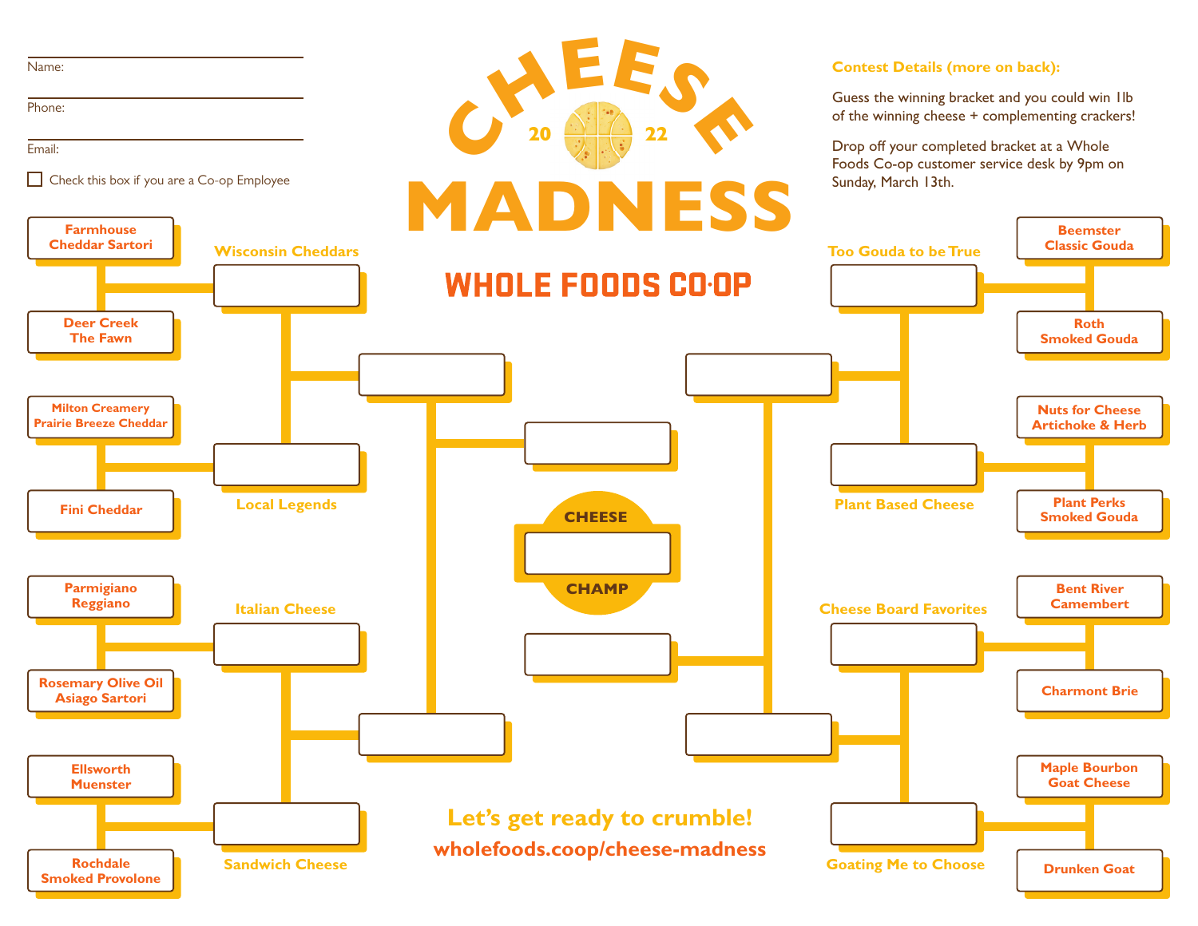# CHEESE 2022 MADNESS

## WHOLE FOODS CO·OP

Name:

Phone:

Email:

☐ Check this box if you are a Co-op Employee

**Contest Details (more on back):**

Guess the winning bracket and you could win 1lb of the winning cheese + complementing crackers!

Drop off your completed bracket at a Whole Foods Co-op customer service desk by 9pm on Sunday, March 13th.

### Wisconsin Cheddars
- Farmhouse Cheddar Sartori
- Deer Creek The Fawn

### Local Legends
- Milton Creamery Prairie Breeze Cheddar
- Fini Cheddar

### Italian Cheese
- Parmigiano Reggiano
- Rosemary Olive Oil Asiago Sartori

### Sandwich Cheese
- Ellsworth Muenster
- Rochdale Smoked Provolone

### Too Gouda to be True
- Beemster Classic Gouda
- Roth Smoked Gouda

### Plant Based Cheese
- Nuts for Cheese Artichoke & Herb
- Plant Perks Smoked Gouda

### Cheese Board Favorites
- Bent River Camembert
- Charmont Brie

### Goating Me to Choose
- Maple Bourbon Goat Cheese
- Drunken Goat

CHEESE CHAMP

**Let's get ready to crumble!**

**wholefoods.coop/cheese-madness**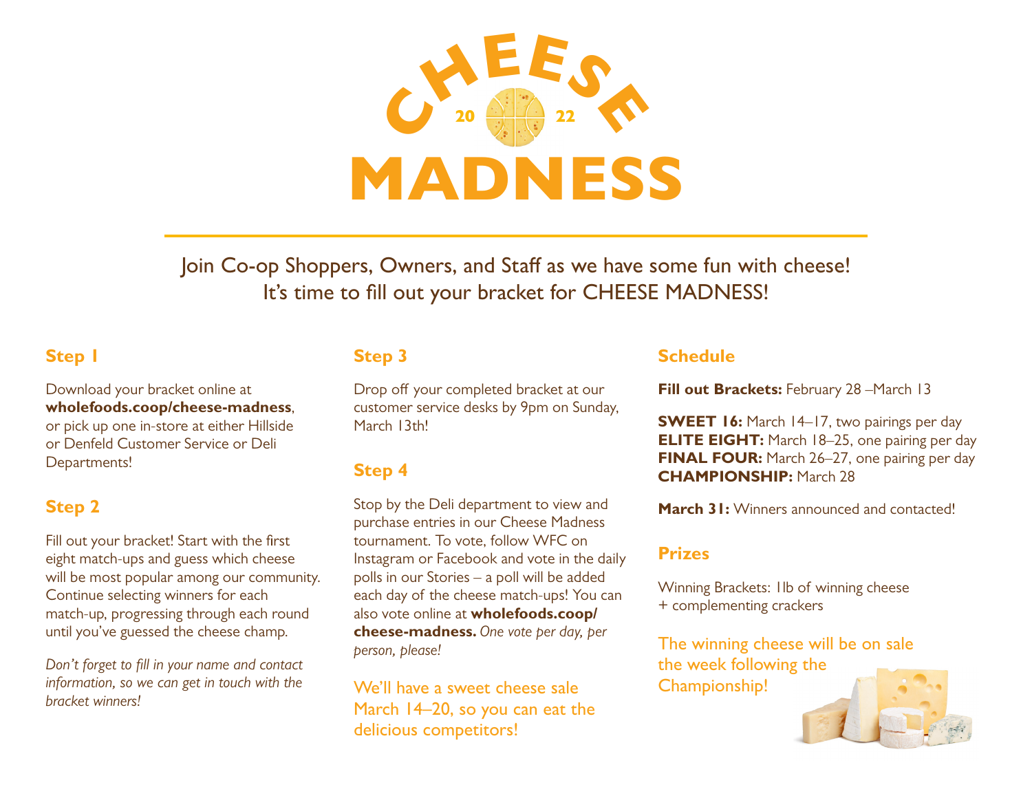# CHEESE 2022 MADNESS

Join Co-op Shoppers, Owners, and Staff as we have some fun with cheese!
It's time to fill out your bracket for CHEESE MADNESS!

## Step 1

Download your bracket online at **wholefoods.coop/cheese-madness**, or pick up one in-store at either Hillside or Denfeld Customer Service or Deli Departments!

## Step 2

Fill out your bracket! Start with the first eight match-ups and guess which cheese will be most popular among our community. Continue selecting winners for each match-up, progressing through each round until you've guessed the cheese champ.

*Don't forget to fill in your name and contact information, so we can get in touch with the bracket winners!*

## Step 3

Drop off your completed bracket at our customer service desks by 9pm on Sunday, March 13th!

## Step 4

Stop by the Deli department to view and purchase entries in our Cheese Madness tournament. To vote, follow WFC on Instagram or Facebook and vote in the daily polls in our Stories – a poll will be added each day of the cheese match-ups! You can also vote online at **wholefoods.coop/cheese-madness.** *One vote per day, per person, please!*

We'll have a sweet cheese sale March 14–20, so you can eat the delicious competitors!

## Schedule

**Fill out Brackets:** February 28 –March 13

**SWEET 16:** March 14–17, two pairings per day
**ELITE EIGHT:** March 18–25, one pairing per day
**FINAL FOUR:** March 26–27, one pairing per day
**CHAMPIONSHIP:** March 28

**March 31:** Winners announced and contacted!

## Prizes

Winning Brackets: 1lb of winning cheese + complementing crackers

The winning cheese will be on sale the week following the Championship!